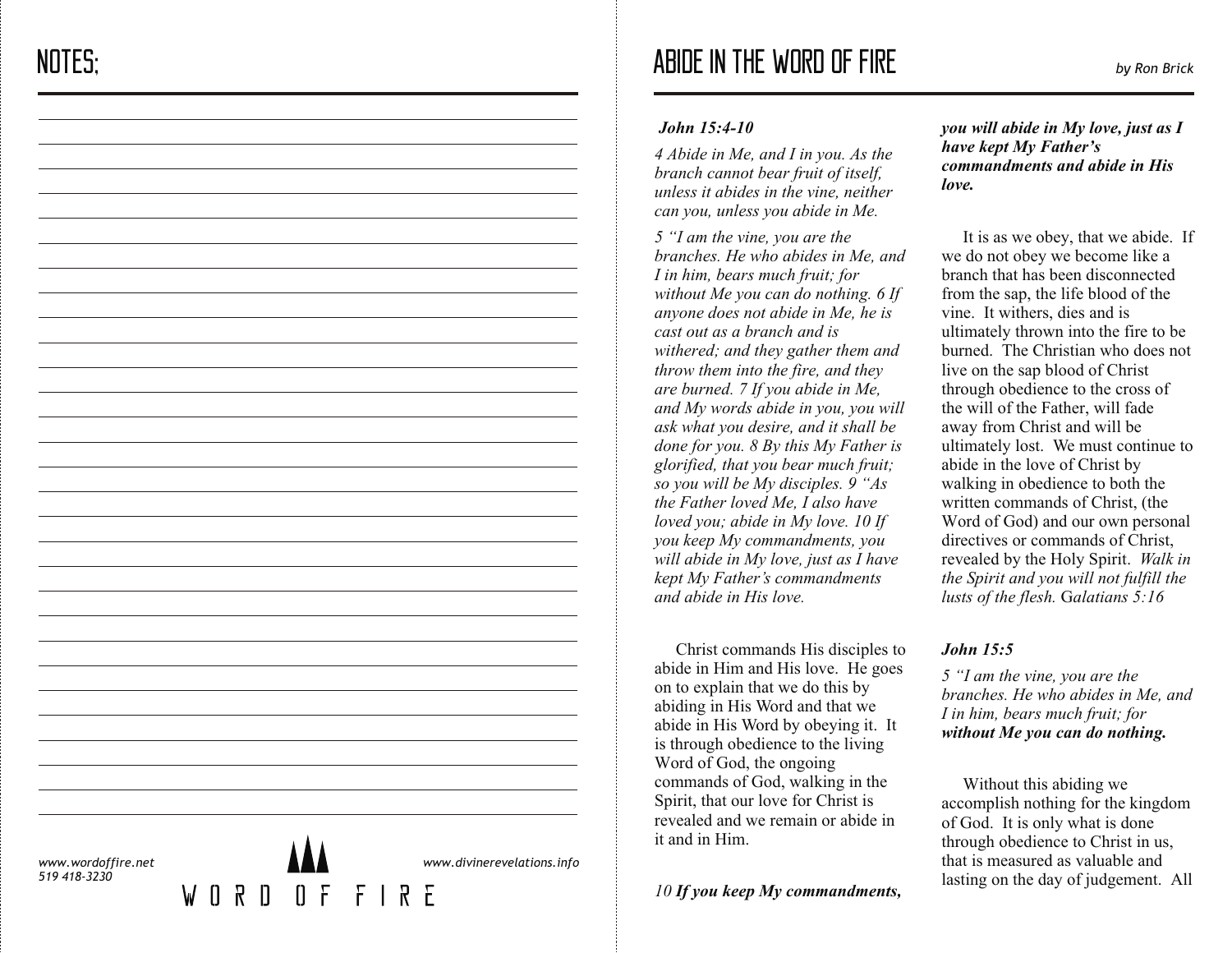# NOTES:

www.wordoffire.net
519 418-3230

WORD OF FIRE

www.divinerevelations.info

# ABIDE IN THE WORD OF FIRE

*by Ron Brick*

***John 15:4-10***

*4 Abide in Me, and I in you. As the branch cannot bear fruit of itself, unless it abides in the vine, neither can you, unless you abide in Me.*

*5 "I am the vine, you are the branches. He who abides in Me, and I in him, bears much fruit; for without Me you can do nothing. 6 If anyone does not abide in Me, he is cast out as a branch and is withered; and they gather them and throw them into the fire, and they are burned. 7 If you abide in Me, and My words abide in you, you will ask what you desire, and it shall be done for you. 8 By this My Father is glorified, that you bear much fruit; so you will be My disciples. 9 "As the Father loved Me, I also have loved you; abide in My love. 10 If you keep My commandments, you will abide in My love, just as I have kept My Father's commandments and abide in His love.*

Christ commands His disciples to abide in Him and His love. He goes on to explain that we do this by abiding in His Word and that we abide in His Word by obeying it. It is through obedience to the living Word of God, the ongoing commands of God, walking in the Spirit, that our love for Christ is revealed and we remain or abide in it and in Him.

*10* ***If you keep My commandments, you will abide in My love, just as I have kept My Father's commandments and abide in His love.***

It is as we obey, that we abide. If we do not obey we become like a branch that has been disconnected from the sap, the life blood of the vine. It withers, dies and is ultimately thrown into the fire to be burned. The Christian who does not live on the sap blood of Christ through obedience to the cross of the will of the Father, will fade away from Christ and will be ultimately lost. We must continue to abide in the love of Christ by walking in obedience to both the written commands of Christ, (the Word of God) and our own personal directives or commands of Christ, revealed by the Holy Spirit. *Walk in the Spirit and you will not fulfill the lusts of the flesh.* Galatians 5:16

***John 15:5***

*5 "I am the vine, you are the branches. He who abides in Me, and I in him, bears much fruit; for* ***without Me you can do nothing.***

Without this abiding we accomplish nothing for the kingdom of God. It is only what is done through obedience to Christ in us, that is measured as valuable and lasting on the day of judgement. All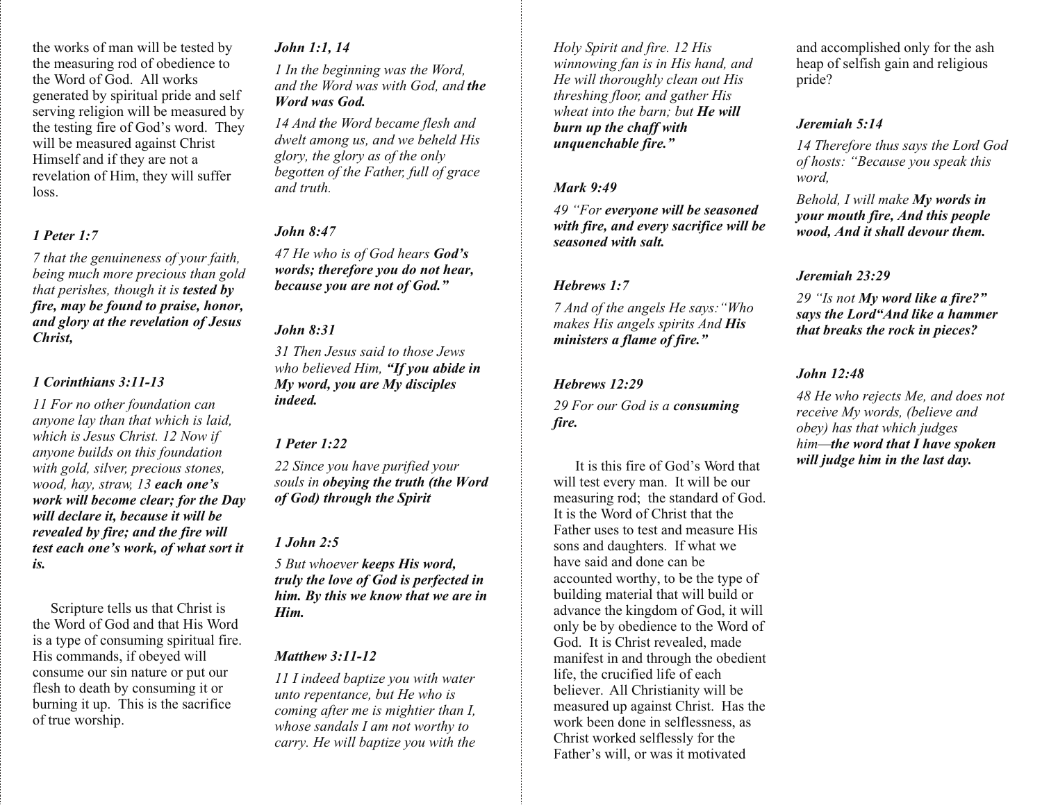the works of man will be tested by the measuring rod of obedience to the Word of God. All works generated by spiritual pride and self serving religion will be measured by the testing fire of God's word. They will be measured against Christ Himself and if they are not a revelation of Him, they will suffer loss.

***1 Peter 1:7***

*7 that the genuineness of your faith, being much more precious than gold that perishes, though it is* ***tested by fire, may be found to praise, honor, and glory at the revelation of Jesus Christ,***

***1 Corinthians 3:11-13***

*11 For no other foundation can anyone lay than that which is laid, which is Jesus Christ. 12 Now if anyone builds on this foundation with gold, silver, precious stones, wood, hay, straw, 13* ***each one's work will become clear; for the Day will declare it, because it will be revealed by fire; and the fire will test each one's work, of what sort it is.***

Scripture tells us that Christ is the Word of God and that His Word is a type of consuming spiritual fire. His commands, if obeyed will consume our sin nature or put our flesh to death by consuming it or burning it up. This is the sacrifice of true worship.

***John 1:1, 14***

*1 In the beginning was the Word, and the Word was with God, and* ***the Word was God.***

*14 And the Word became flesh and dwelt among us, and we beheld His glory, the glory as of the only begotten of the Father, full of grace and truth.*

***John 8:47***

*47 He who is of God hears* ***God's words; therefore you do not hear, because you are not of God."***

***John 8:31***

*31 Then Jesus said to those Jews who believed Him,* ***"If you abide in My word, you are My disciples indeed.***

***1 Peter 1:22***

*22 Since you have purified your souls in* ***obeying the truth (the Word of God) through the Spirit***

***1 John 2:5***

*5 But whoever* ***keeps His word, truly the love of God is perfected in him. By this we know that we are in Him.***

***Matthew 3:11-12***

*11 I indeed baptize you with water unto repentance, but He who is coming after me is mightier than I, whose sandals I am not worthy to carry. He will baptize you with the Holy Spirit and fire. 12 His winnowing fan is in His hand, and He will thoroughly clean out His threshing floor, and gather His wheat into the barn; but* ***He will burn up the chaff with unquenchable fire."***

***Mark 9:49***

*49 "For* ***everyone will be seasoned with fire, and every sacrifice will be seasoned with salt.***

***Hebrews 1:7***

*7 And of the angels He says:"Who makes His angels spirits And* ***His ministers a flame of fire."***

***Hebrews 12:29***

*29 For our God is a* ***consuming fire.***

It is this fire of God's Word that will test every man. It will be our measuring rod; the standard of God. It is the Word of Christ that the Father uses to test and measure His sons and daughters. If what we have said and done can be accounted worthy, to be the type of building material that will build or advance the kingdom of God, it will only be by obedience to the Word of God. It is Christ revealed, made manifest in and through the obedient life, the crucified life of each believer. All Christianity will be measured up against Christ. Has the work been done in selflessness, as Christ worked selflessly for the Father's will, or was it motivated and accomplished only for the ash heap of selfish gain and religious pride?

***Jeremiah 5:14***

*14 Therefore thus says the Lord God of hosts: "Because you speak this word,*

*Behold, I will make* ***My words in your mouth fire, And this people wood, And it shall devour them.***

***Jeremiah 23:29***

*29 "Is not* ***My word like a fire?" says the Lord"And like a hammer that breaks the rock in pieces?***

***John 12:48***

*48 He who rejects Me, and does not receive My words, (believe and obey) has that which judges him—****the word that I have spoken will judge him in the last day.***